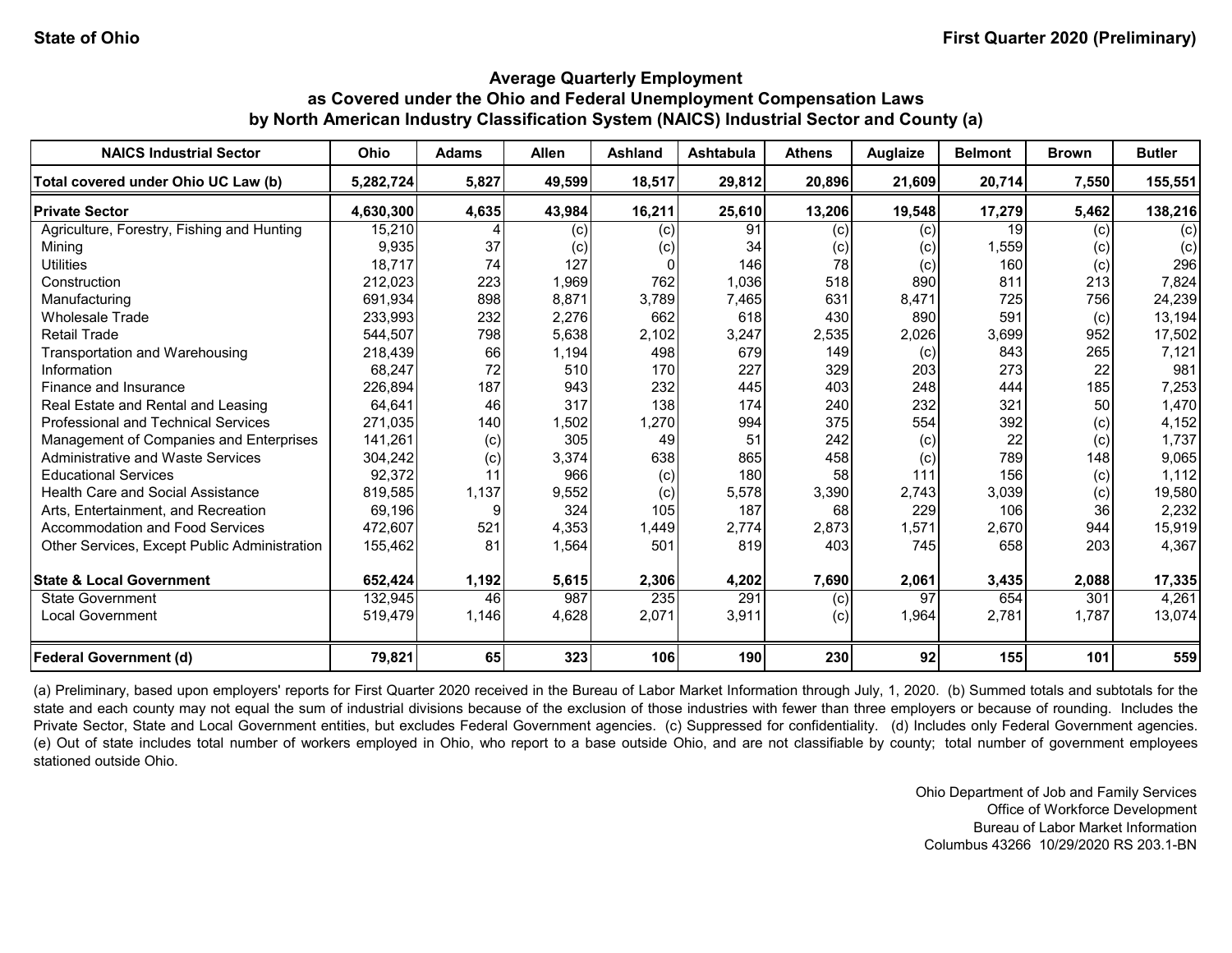State of Ohio | First Quarter 2020 (Preliminary)

## Average Quarterly Employment as Covered under the Ohio and Federal Unemployment Compensation Laws by North American Industry Classification System (NAICS) Industrial Sector and County (a)

| NAICS Industrial Sector | Ohio | Adams | Allen | Ashland | Ashtabula | Athens | Auglaize | Belmont | Brown | Butler |
|---|---|---|---|---|---|---|---|---|---|---|
| **Total covered under Ohio UC Law (b)** | **5,282,724** | **5,827** | **49,599** | **18,517** | **29,812** | **20,896** | **21,609** | **20,714** | **7,550** | **155,551** |
| **Private Sector** | **4,630,300** | **4,635** | **43,984** | **16,211** | **25,610** | **13,206** | **19,548** | **17,279** | **5,462** | **138,216** |
| Agriculture, Forestry, Fishing and Hunting | 15,210 | 4 | (c) | (c) | 91 | (c) | (c) | 19 | (c) | (c) |
| Mining | 9,935 | 37 | (c) | (c) | 34 | (c) | (c) | 1,559 | (c) | (c) |
| Utilities | 18,717 | 74 | 127 | 0 | 146 | 78 | (c) | 160 | (c) | 296 |
| Construction | 212,023 | 223 | 1,969 | 762 | 1,036 | 518 | 890 | 811 | 213 | 7,824 |
| Manufacturing | 691,934 | 898 | 8,871 | 3,789 | 7,465 | 631 | 8,471 | 725 | 756 | 24,239 |
| Wholesale Trade | 233,993 | 232 | 2,276 | 662 | 618 | 430 | 890 | 591 | (c) | 13,194 |
| Retail Trade | 544,507 | 798 | 5,638 | 2,102 | 3,247 | 2,535 | 2,026 | 3,699 | 952 | 17,502 |
| Transportation and Warehousing | 218,439 | 66 | 1,194 | 498 | 679 | 149 | (c) | 843 | 265 | 7,121 |
| Information | 68,247 | 72 | 510 | 170 | 227 | 329 | 203 | 273 | 22 | 981 |
| Finance and Insurance | 226,894 | 187 | 943 | 232 | 445 | 403 | 248 | 444 | 185 | 7,253 |
| Real Estate and Rental and Leasing | 64,641 | 46 | 317 | 138 | 174 | 240 | 232 | 321 | 50 | 1,470 |
| Professional and Technical Services | 271,035 | 140 | 1,502 | 1,270 | 994 | 375 | 554 | 392 | (c) | 4,152 |
| Management of Companies and Enterprises | 141,261 | (c) | 305 | 49 | 51 | 242 | (c) | 22 | (c) | 1,737 |
| Administrative and Waste Services | 304,242 | (c) | 3,374 | 638 | 865 | 458 | (c) | 789 | 148 | 9,065 |
| Educational Services | 92,372 | 11 | 966 | (c) | 180 | 58 | 111 | 156 | (c) | 1,112 |
| Health Care and Social Assistance | 819,585 | 1,137 | 9,552 | (c) | 5,578 | 3,390 | 2,743 | 3,039 | (c) | 19,580 |
| Arts, Entertainment, and Recreation | 69,196 | 9 | 324 | 105 | 187 | 68 | 229 | 106 | 36 | 2,232 |
| Accommodation and Food Services | 472,607 | 521 | 4,353 | 1,449 | 2,774 | 2,873 | 1,571 | 2,670 | 944 | 15,919 |
| Other Services, Except Public Administration | 155,462 | 81 | 1,564 | 501 | 819 | 403 | 745 | 658 | 203 | 4,367 |
| **State & Local Government** | **652,424** | **1,192** | **5,615** | **2,306** | **4,202** | **7,690** | **2,061** | **3,435** | **2,088** | **17,335** |
| State Government | 132,945 | 46 | 987 | 235 | 291 | (c) | 97 | 654 | 301 | 4,261 |
| Local Government | 519,479 | 1,146 | 4,628 | 2,071 | 3,911 | (c) | 1,964 | 2,781 | 1,787 | 13,074 |
| **Federal Government (d)** | **79,821** | **65** | **323** | **106** | **190** | **230** | **92** | **155** | **101** | **559** |

(a) Preliminary, based upon employers' reports for First Quarter 2020 received in the Bureau of Labor Market Information through July, 1, 2020. (b) Summed totals and subtotals for the state and each county may not equal the sum of industrial divisions because of the exclusion of those industries with fewer than three employers or because of rounding. Includes the Private Sector, State and Local Government entities, but excludes Federal Government agencies. (c) Suppressed for confidentiality. (d) Includes only Federal Government agencies. (e) Out of state includes total number of workers employed in Ohio, who report to a base outside Ohio, and are not classifiable by county; total number of government employees stationed outside Ohio.

Ohio Department of Job and Family Services
Office of Workforce Development
Bureau of Labor Market Information
Columbus 43266 10/29/2020 RS 203.1-BN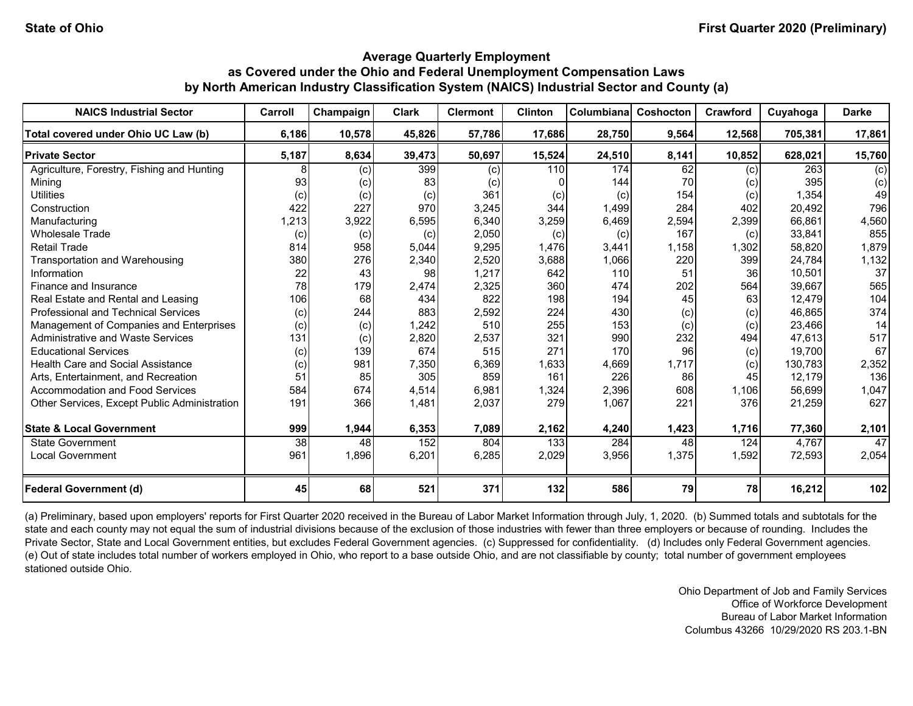State of Ohio | First Quarter 2020 (Preliminary)

## Average Quarterly Employment
## as Covered under the Ohio and Federal Unemployment Compensation Laws
## by North American Industry Classification System (NAICS) Industrial Sector and County (a)

| NAICS Industrial Sector | Carroll | Champaign | Clark | Clermont | Clinton | Columbiana | Coshocton | Crawford | Cuyahoga | Darke |
|---|---|---|---|---|---|---|---|---|---|---|
| **Total covered under Ohio UC Law (b)** | **6,186** | **10,578** | **45,826** | **57,786** | **17,686** | **28,750** | **9,564** | **12,568** | **705,381** | **17,861** |
| **Private Sector** | **5,187** | **8,634** | **39,473** | **50,697** | **15,524** | **24,510** | **8,141** | **10,852** | **628,021** | **15,760** |
| Agriculture, Forestry, Fishing and Hunting | 8 | (c) | 399 | (c) | 110 | 174 | 62 | (c) | 263 | (c) |
| Mining | 93 | (c) | 83 | (c) | 0 | 144 | 70 | (c) | 395 | (c) |
| Utilities | (c) | (c) | (c) | 361 | (c) | (c) | 154 | (c) | 1,354 | 49 |
| Construction | 422 | 227 | 970 | 3,245 | 344 | 1,499 | 284 | 402 | 20,492 | 796 |
| Manufacturing | 1,213 | 3,922 | 6,595 | 6,340 | 3,259 | 6,469 | 2,594 | 2,399 | 66,861 | 4,560 |
| Wholesale Trade | (c) | (c) | (c) | 2,050 | (c) | (c) | 167 | (c) | 33,841 | 855 |
| Retail Trade | 814 | 958 | 5,044 | 9,295 | 1,476 | 3,441 | 1,158 | 1,302 | 58,820 | 1,879 |
| Transportation and Warehousing | 380 | 276 | 2,340 | 2,520 | 3,688 | 1,066 | 220 | 399 | 24,784 | 1,132 |
| Information | 22 | 43 | 98 | 1,217 | 642 | 110 | 51 | 36 | 10,501 | 37 |
| Finance and Insurance | 78 | 179 | 2,474 | 2,325 | 360 | 474 | 202 | 564 | 39,667 | 565 |
| Real Estate and Rental and Leasing | 106 | 68 | 434 | 822 | 198 | 194 | 45 | 63 | 12,479 | 104 |
| Professional and Technical Services | (c) | 244 | 883 | 2,592 | 224 | 430 | (c) | (c) | 46,865 | 374 |
| Management of Companies and Enterprises | (c) | (c) | 1,242 | 510 | 255 | 153 | (c) | (c) | 23,466 | 14 |
| Administrative and Waste Services | 131 | (c) | 2,820 | 2,537 | 321 | 990 | 232 | 494 | 47,613 | 517 |
| Educational Services | (c) | 139 | 674 | 515 | 271 | 170 | 96 | (c) | 19,700 | 67 |
| Health Care and Social Assistance | (c) | 981 | 7,350 | 6,369 | 1,633 | 4,669 | 1,717 | (c) | 130,783 | 2,352 |
| Arts, Entertainment, and Recreation | 51 | 85 | 305 | 859 | 161 | 226 | 86 | 45 | 12,179 | 136 |
| Accommodation and Food Services | 584 | 674 | 4,514 | 6,981 | 1,324 | 2,396 | 608 | 1,106 | 56,699 | 1,047 |
| Other Services, Except Public Administration | 191 | 366 | 1,481 | 2,037 | 279 | 1,067 | 221 | 376 | 21,259 | 627 |
| **State & Local Government** | **999** | **1,944** | **6,353** | **7,089** | **2,162** | **4,240** | **1,423** | **1,716** | **77,360** | **2,101** |
| State Government | 38 | 48 | 152 | 804 | 133 | 284 | 48 | 124 | 4,767 | 47 |
| Local Government | 961 | 1,896 | 6,201 | 6,285 | 2,029 | 3,956 | 1,375 | 1,592 | 72,593 | 2,054 |
| **Federal Government (d)** | **45** | **68** | **521** | **371** | **132** | **586** | **79** | **78** | **16,212** | **102** |

(a) Preliminary, based upon employers' reports for First Quarter 2020 received in the Bureau of Labor Market Information through July, 1, 2020. (b) Summed totals and subtotals for the state and each county may not equal the sum of industrial divisions because of the exclusion of those industries with fewer than three employers or because of rounding. Includes the Private Sector, State and Local Government entities, but excludes Federal Government agencies. (c) Suppressed for confidentiality. (d) Includes only Federal Government agencies. (e) Out of state includes total number of workers employed in Ohio, who report to a base outside Ohio, and are not classifiable by county; total number of government employees stationed outside Ohio.

Ohio Department of Job and Family Services
Office of Workforce Development
Bureau of Labor Market Information
Columbus 43266 10/29/2020 RS 203.1-BN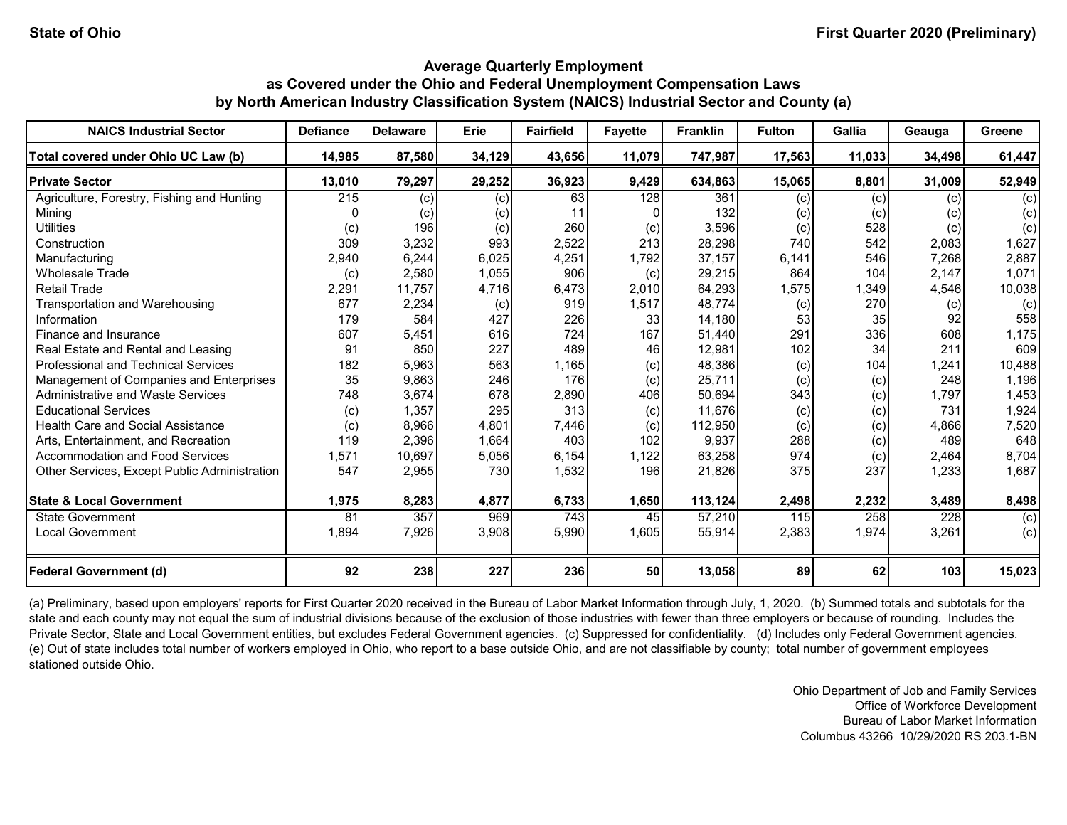State of Ohio | First Quarter 2020 (Preliminary)

## Average Quarterly Employment as Covered under the Ohio and Federal Unemployment Compensation Laws by North American Industry Classification System (NAICS) Industrial Sector and County (a)

| NAICS Industrial Sector | Defiance | Delaware | Erie | Fairfield | Fayette | Franklin | Fulton | Gallia | Geauga | Greene |
|---|---|---|---|---|---|---|---|---|---|---|
| **Total covered under Ohio UC Law (b)** | **14,985** | **87,580** | **34,129** | **43,656** | **11,079** | **747,987** | **17,563** | **11,033** | **34,498** | **61,447** |
| **Private Sector** | **13,010** | **79,297** | **29,252** | **36,923** | **9,429** | **634,863** | **15,065** | **8,801** | **31,009** | **52,949** |
| Agriculture, Forestry, Fishing and Hunting | 215 | (c) | (c) | 63 | 128 | 361 | (c) | (c) | (c) | (c) |
| Mining | 0 | (c) | (c) | 11 | 0 | 132 | (c) | (c) | (c) | (c) |
| Utilities | (c) | 196 | (c) | 260 | (c) | 3,596 | (c) | 528 | (c) | (c) |
| Construction | 309 | 3,232 | 993 | 2,522 | 213 | 28,298 | 740 | 542 | 2,083 | 1,627 |
| Manufacturing | 2,940 | 6,244 | 6,025 | 4,251 | 1,792 | 37,157 | 6,141 | 546 | 7,268 | 2,887 |
| Wholesale Trade | (c) | 2,580 | 1,055 | 906 | (c) | 29,215 | 864 | 104 | 2,147 | 1,071 |
| Retail Trade | 2,291 | 11,757 | 4,716 | 6,473 | 2,010 | 64,293 | 1,575 | 1,349 | 4,546 | 10,038 |
| Transportation and Warehousing | 677 | 2,234 | (c) | 919 | 1,517 | 48,774 | (c) | 270 | (c) | (c) |
| Information | 179 | 584 | 427 | 226 | 33 | 14,180 | 53 | 35 | 92 | 558 |
| Finance and Insurance | 607 | 5,451 | 616 | 724 | 167 | 51,440 | 291 | 336 | 608 | 1,175 |
| Real Estate and Rental and Leasing | 91 | 850 | 227 | 489 | 46 | 12,981 | 102 | 34 | 211 | 609 |
| Professional and Technical Services | 182 | 5,963 | 563 | 1,165 | (c) | 48,386 | (c) | 104 | 1,241 | 10,488 |
| Management of Companies and Enterprises | 35 | 9,863 | 246 | 176 | (c) | 25,711 | (c) | (c) | 248 | 1,196 |
| Administrative and Waste Services | 748 | 3,674 | 678 | 2,890 | 406 | 50,694 | 343 | (c) | 1,797 | 1,453 |
| Educational Services | (c) | 1,357 | 295 | 313 | (c) | 11,676 | (c) | (c) | 731 | 1,924 |
| Health Care and Social Assistance | (c) | 8,966 | 4,801 | 7,446 | (c) | 112,950 | (c) | (c) | 4,866 | 7,520 |
| Arts, Entertainment, and Recreation | 119 | 2,396 | 1,664 | 403 | 102 | 9,937 | 288 | (c) | 489 | 648 |
| Accommodation and Food Services | 1,571 | 10,697 | 5,056 | 6,154 | 1,122 | 63,258 | 974 | (c) | 2,464 | 8,704 |
| Other Services, Except Public Administration | 547 | 2,955 | 730 | 1,532 | 196 | 21,826 | 375 | 237 | 1,233 | 1,687 |
| **State & Local Government** | **1,975** | **8,283** | **4,877** | **6,733** | **1,650** | **113,124** | **2,498** | **2,232** | **3,489** | **8,498** |
| State Government | 81 | 357 | 969 | 743 | 45 | 57,210 | 115 | 258 | 228 | (c) |
| Local Government | 1,894 | 7,926 | 3,908 | 5,990 | 1,605 | 55,914 | 2,383 | 1,974 | 3,261 | (c) |
| **Federal Government (d)** | **92** | **238** | **227** | **236** | **50** | **13,058** | **89** | **62** | **103** | **15,023** |

(a) Preliminary, based upon employers' reports for First Quarter 2020 received in the Bureau of Labor Market Information through July, 1, 2020. (b) Summed totals and subtotals for the state and each county may not equal the sum of industrial divisions because of the exclusion of those industries with fewer than three employers or because of rounding. Includes the Private Sector, State and Local Government entities, but excludes Federal Government agencies. (c) Suppressed for confidentiality. (d) Includes only Federal Government agencies. (e) Out of state includes total number of workers employed in Ohio, who report to a base outside Ohio, and are not classifiable by county; total number of government employees stationed outside Ohio.

Ohio Department of Job and Family Services
Office of Workforce Development
Bureau of Labor Market Information
Columbus 43266 10/29/2020 RS 203.1-BN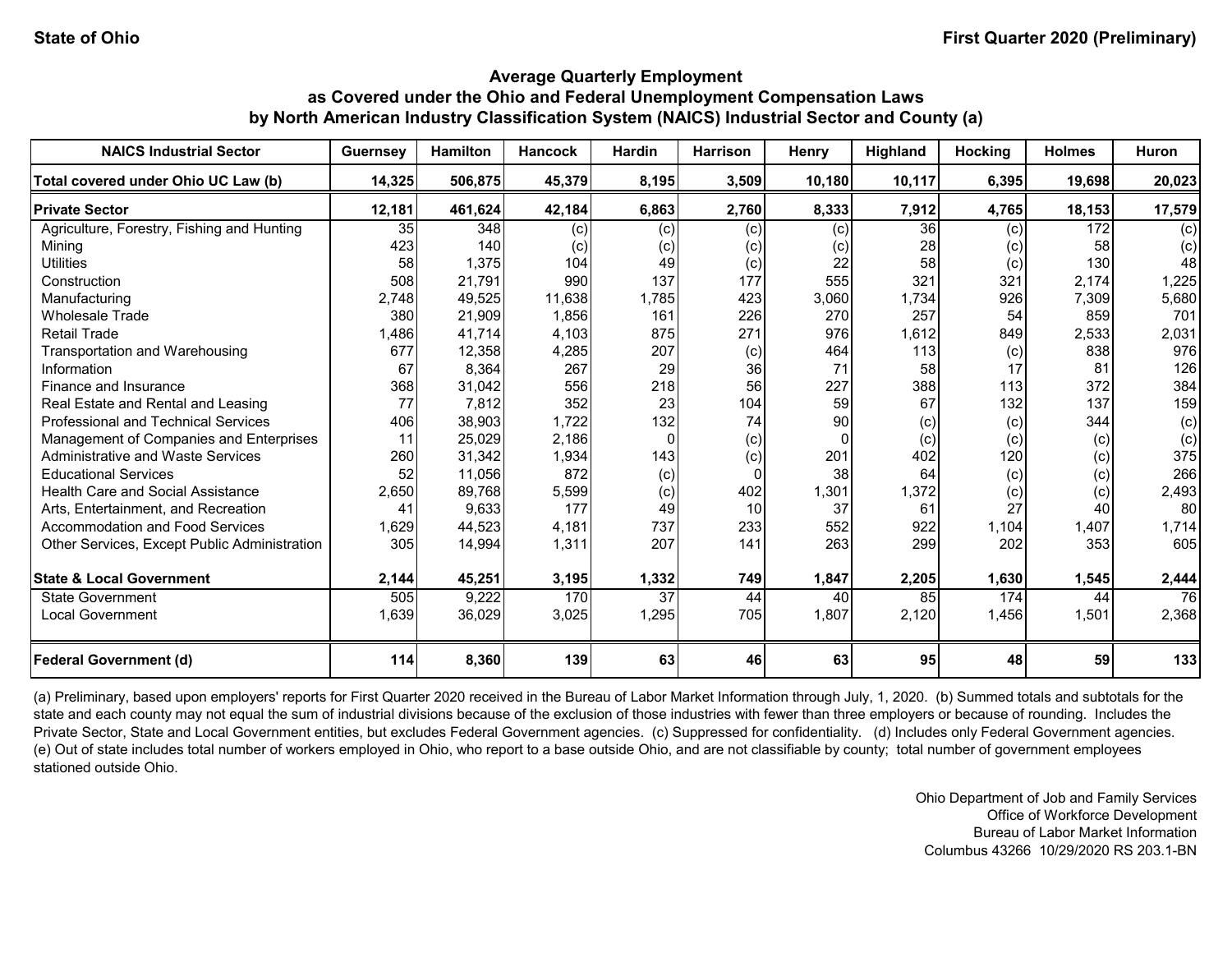State of Ohio — First Quarter 2020 (Preliminary)

## Average Quarterly Employment as Covered under the Ohio and Federal Unemployment Compensation Laws by North American Industry Classification System (NAICS) Industrial Sector and County (a)

| NAICS Industrial Sector | Guernsey | Hamilton | Hancock | Hardin | Harrison | Henry | Highland | Hocking | Holmes | Huron |
|---|---|---|---|---|---|---|---|---|---|---|
| **Total covered under Ohio UC Law (b)** | **14,325** | **506,875** | **45,379** | **8,195** | **3,509** | **10,180** | **10,117** | **6,395** | **19,698** | **20,023** |
| **Private Sector** | **12,181** | **461,624** | **42,184** | **6,863** | **2,760** | **8,333** | **7,912** | **4,765** | **18,153** | **17,579** |
| Agriculture, Forestry, Fishing and Hunting | 35 | 348 | (c) | (c) | (c) | (c) | 36 | (c) | 172 | (c) |
| Mining | 423 | 140 | (c) | (c) | (c) | (c) | 28 | (c) | 58 | (c) |
| Utilities | 58 | 1,375 | 104 | 49 | (c) | 22 | 58 | (c) | 130 | 48 |
| Construction | 508 | 21,791 | 990 | 137 | 177 | 555 | 321 | 321 | 2,174 | 1,225 |
| Manufacturing | 2,748 | 49,525 | 11,638 | 1,785 | 423 | 3,060 | 1,734 | 926 | 7,309 | 5,680 |
| Wholesale Trade | 380 | 21,909 | 1,856 | 161 | 226 | 270 | 257 | 54 | 859 | 701 |
| Retail Trade | 1,486 | 41,714 | 4,103 | 875 | 271 | 976 | 1,612 | 849 | 2,533 | 2,031 |
| Transportation and Warehousing | 677 | 12,358 | 4,285 | 207 | (c) | 464 | 113 | (c) | 838 | 976 |
| Information | 67 | 8,364 | 267 | 29 | 36 | 71 | 58 | 17 | 81 | 126 |
| Finance and Insurance | 368 | 31,042 | 556 | 218 | 56 | 227 | 388 | 113 | 372 | 384 |
| Real Estate and Rental and Leasing | 77 | 7,812 | 352 | 23 | 104 | 59 | 67 | 132 | 137 | 159 |
| Professional and Technical Services | 406 | 38,903 | 1,722 | 132 | 74 | 90 | (c) | (c) | 344 | (c) |
| Management of Companies and Enterprises | 11 | 25,029 | 2,186 | 0 | (c) | 0 | (c) | (c) | (c) | (c) |
| Administrative and Waste Services | 260 | 31,342 | 1,934 | 143 | (c) | 201 | 402 | 120 | (c) | 375 |
| Educational Services | 52 | 11,056 | 872 | (c) | 0 | 38 | 64 | (c) | (c) | 266 |
| Health Care and Social Assistance | 2,650 | 89,768 | 5,599 | (c) | 402 | 1,301 | 1,372 | (c) | (c) | 2,493 |
| Arts, Entertainment, and Recreation | 41 | 9,633 | 177 | 49 | 10 | 37 | 61 | 27 | 40 | 80 |
| Accommodation and Food Services | 1,629 | 44,523 | 4,181 | 737 | 233 | 552 | 922 | 1,104 | 1,407 | 1,714 |
| Other Services, Except Public Administration | 305 | 14,994 | 1,311 | 207 | 141 | 263 | 299 | 202 | 353 | 605 |
| **State & Local Government** | **2,144** | **45,251** | **3,195** | **1,332** | **749** | **1,847** | **2,205** | **1,630** | **1,545** | **2,444** |
| State Government | 505 | 9,222 | 170 | 37 | 44 | 40 | 85 | 174 | 44 | 76 |
| Local Government | 1,639 | 36,029 | 3,025 | 1,295 | 705 | 1,807 | 2,120 | 1,456 | 1,501 | 2,368 |
| **Federal Government (d)** | **114** | **8,360** | **139** | **63** | **46** | **63** | **95** | **48** | **59** | **133** |

(a) Preliminary, based upon employers' reports for First Quarter 2020 received in the Bureau of Labor Market Information through July, 1, 2020. (b) Summed totals and subtotals for the state and each county may not equal the sum of industrial divisions because of the exclusion of those industries with fewer than three employers or because of rounding. Includes the Private Sector, State and Local Government entities, but excludes Federal Government agencies. (c) Suppressed for confidentiality. (d) Includes only Federal Government agencies. (e) Out of state includes total number of workers employed in Ohio, who report to a base outside Ohio, and are not classifiable by county; total number of government employees stationed outside Ohio.

Ohio Department of Job and Family Services
Office of Workforce Development
Bureau of Labor Market Information
Columbus 43266 10/29/2020 RS 203.1-BN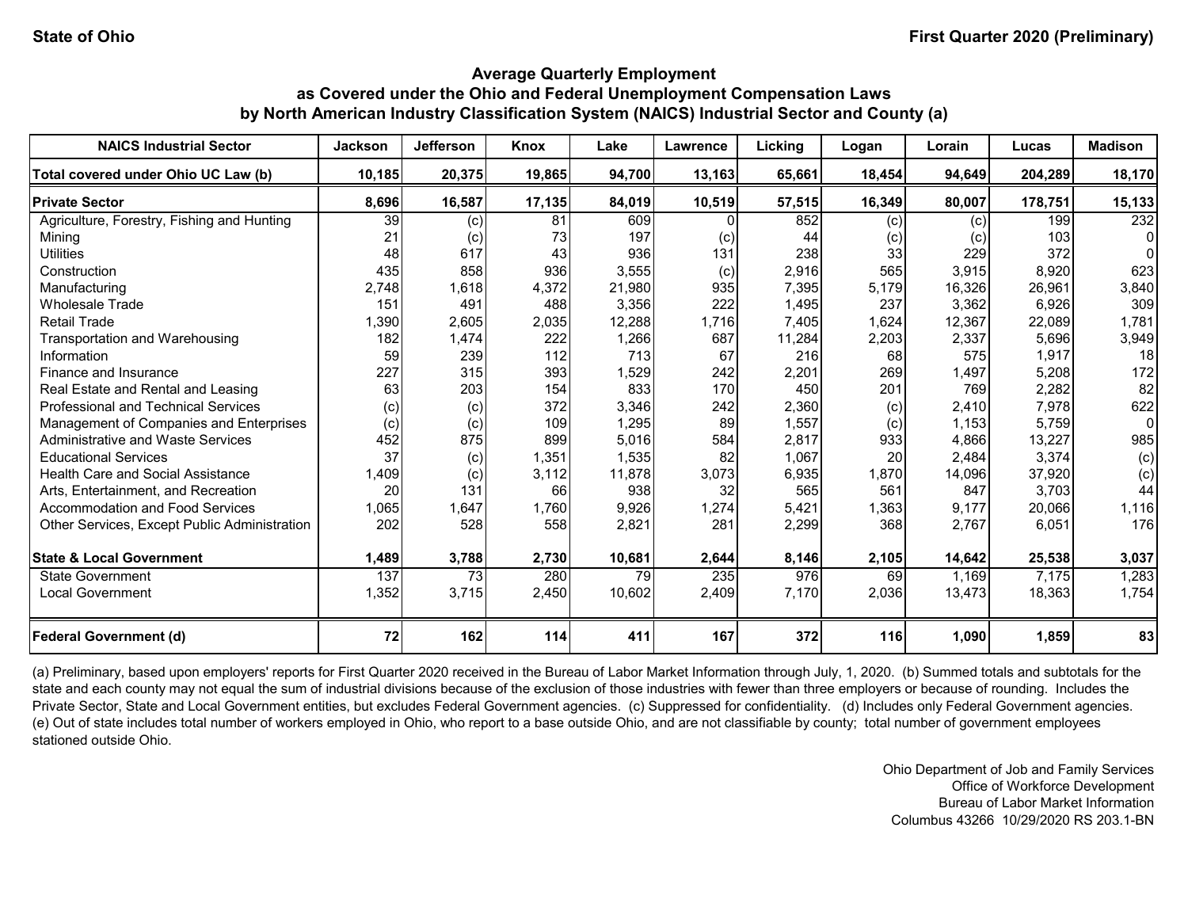State of Ohio — First Quarter 2020 (Preliminary)

### Average Quarterly Employment as Covered under the Ohio and Federal Unemployment Compensation Laws by North American Industry Classification System (NAICS) Industrial Sector and County (a)

| NAICS Industrial Sector | Jackson | Jefferson | Knox | Lake | Lawrence | Licking | Logan | Lorain | Lucas | Madison |
|---|---|---|---|---|---|---|---|---|---|---|
| **Total covered under Ohio UC Law (b)** | **10,185** | **20,375** | **19,865** | **94,700** | **13,163** | **65,661** | **18,454** | **94,649** | **204,289** | **18,170** |
| **Private Sector** | **8,696** | **16,587** | **17,135** | **84,019** | **10,519** | **57,515** | **16,349** | **80,007** | **178,751** | **15,133** |
| Agriculture, Forestry, Fishing and Hunting | 39 | (c) | 81 | 609 | 0 | 852 | (c) | (c) | 199 | 232 |
| Mining | 21 | (c) | 73 | 197 | (c) | 44 | (c) | (c) | 103 | 0 |
| Utilities | 48 | 617 | 43 | 936 | 131 | 238 | 33 | 229 | 372 | 0 |
| Construction | 435 | 858 | 936 | 3,555 | (c) | 2,916 | 565 | 3,915 | 8,920 | 623 |
| Manufacturing | 2,748 | 1,618 | 4,372 | 21,980 | 935 | 7,395 | 5,179 | 16,326 | 26,961 | 3,840 |
| Wholesale Trade | 151 | 491 | 488 | 3,356 | 222 | 1,495 | 237 | 3,362 | 6,926 | 309 |
| Retail Trade | 1,390 | 2,605 | 2,035 | 12,288 | 1,716 | 7,405 | 1,624 | 12,367 | 22,089 | 1,781 |
| Transportation and Warehousing | 182 | 1,474 | 222 | 1,266 | 687 | 11,284 | 2,203 | 2,337 | 5,696 | 3,949 |
| Information | 59 | 239 | 112 | 713 | 67 | 216 | 68 | 575 | 1,917 | 18 |
| Finance and Insurance | 227 | 315 | 393 | 1,529 | 242 | 2,201 | 269 | 1,497 | 5,208 | 172 |
| Real Estate and Rental and Leasing | 63 | 203 | 154 | 833 | 170 | 450 | 201 | 769 | 2,282 | 82 |
| Professional and Technical Services | (c) | (c) | 372 | 3,346 | 242 | 2,360 | (c) | 2,410 | 7,978 | 622 |
| Management of Companies and Enterprises | (c) | (c) | 109 | 1,295 | 89 | 1,557 | (c) | 1,153 | 5,759 | 0 |
| Administrative and Waste Services | 452 | 875 | 899 | 5,016 | 584 | 2,817 | 933 | 4,866 | 13,227 | 985 |
| Educational Services | 37 | (c) | 1,351 | 1,535 | 82 | 1,067 | 20 | 2,484 | 3,374 | (c) |
| Health Care and Social Assistance | 1,409 | (c) | 3,112 | 11,878 | 3,073 | 6,935 | 1,870 | 14,096 | 37,920 | (c) |
| Arts, Entertainment, and Recreation | 20 | 131 | 66 | 938 | 32 | 565 | 561 | 847 | 3,703 | 44 |
| Accommodation and Food Services | 1,065 | 1,647 | 1,760 | 9,926 | 1,274 | 5,421 | 1,363 | 9,177 | 20,066 | 1,116 |
| Other Services, Except Public Administration | 202 | 528 | 558 | 2,821 | 281 | 2,299 | 368 | 2,767 | 6,051 | 176 |
| **State & Local Government** | **1,489** | **3,788** | **2,730** | **10,681** | **2,644** | **8,146** | **2,105** | **14,642** | **25,538** | **3,037** |
| State Government | 137 | 73 | 280 | 79 | 235 | 976 | 69 | 1,169 | 7,175 | 1,283 |
| Local Government | 1,352 | 3,715 | 2,450 | 10,602 | 2,409 | 7,170 | 2,036 | 13,473 | 18,363 | 1,754 |
| **Federal Government (d)** | **72** | **162** | **114** | **411** | **167** | **372** | **116** | **1,090** | **1,859** | **83** |

(a) Preliminary, based upon employers' reports for First Quarter 2020 received in the Bureau of Labor Market Information through July, 1, 2020. (b) Summed totals and subtotals for the state and each county may not equal the sum of industrial divisions because of the exclusion of those industries with fewer than three employers or because of rounding. Includes the Private Sector, State and Local Government entities, but excludes Federal Government agencies. (c) Suppressed for confidentiality. (d) Includes only Federal Government agencies. (e) Out of state includes total number of workers employed in Ohio, who report to a base outside Ohio, and are not classifiable by county; total number of government employees stationed outside Ohio.

Ohio Department of Job and Family Services
Office of Workforce Development
Bureau of Labor Market Information
Columbus 43266 10/29/2020 RS 203.1-BN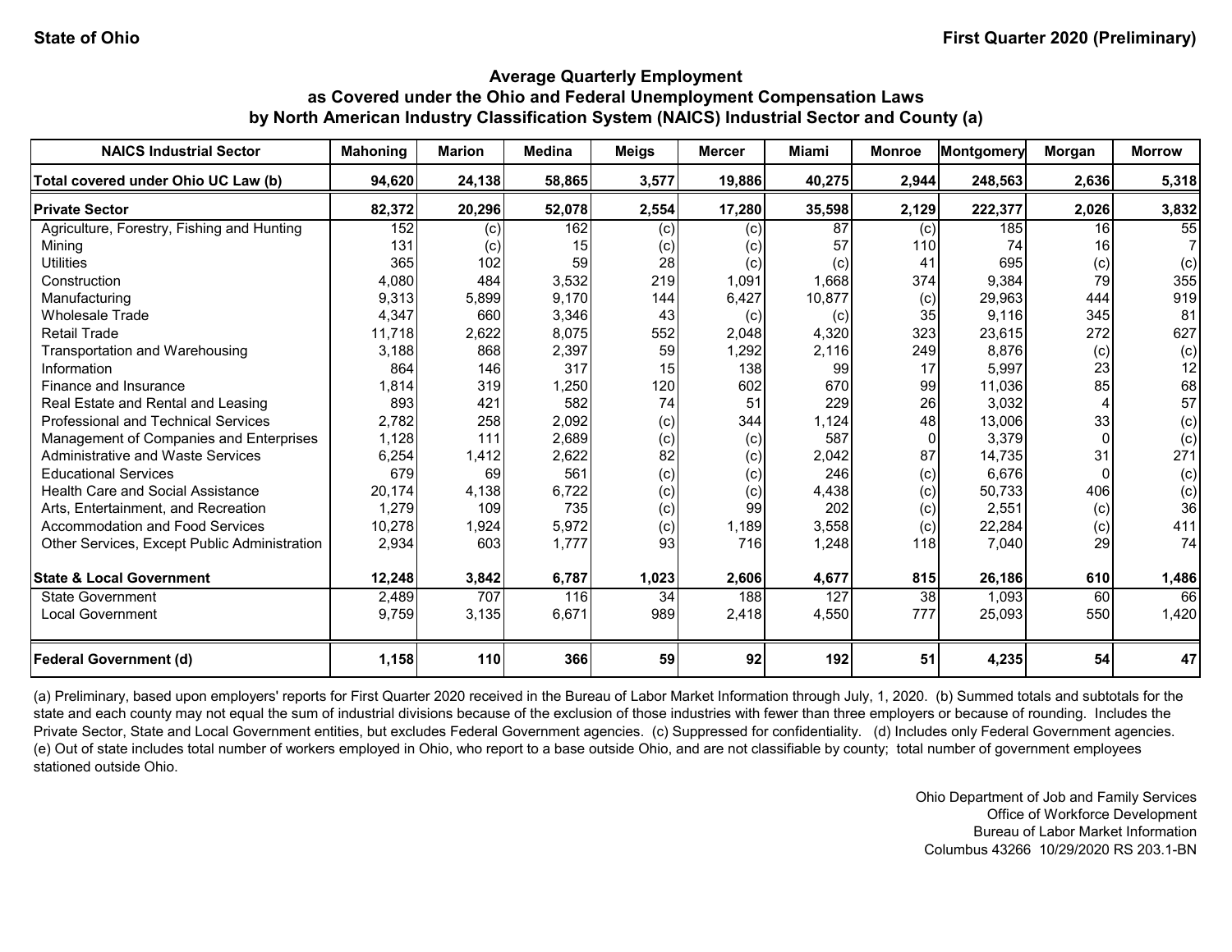State of Ohio — First Quarter 2020 (Preliminary)

## Average Quarterly Employment as Covered under the Ohio and Federal Unemployment Compensation Laws by North American Industry Classification System (NAICS) Industrial Sector and County (a)

| NAICS Industrial Sector | Mahoning | Marion | Medina | Meigs | Mercer | Miami | Monroe | Montgomery | Morgan | Morrow |
|---|---|---|---|---|---|---|---|---|---|---|
| **Total covered under Ohio UC Law (b)** | **94,620** | **24,138** | **58,865** | **3,577** | **19,886** | **40,275** | **2,944** | **248,563** | **2,636** | **5,318** |
| **Private Sector** | **82,372** | **20,296** | **52,078** | **2,554** | **17,280** | **35,598** | **2,129** | **222,377** | **2,026** | **3,832** |
| Agriculture, Forestry, Fishing and Hunting | 152 | (c) | 162 | (c) | (c) | 87 | (c) | 185 | 16 | 55 |
| Mining | 131 | (c) | 15 | (c) | (c) | 57 | 110 | 74 | 16 | 7 |
| Utilities | 365 | 102 | 59 | 28 | (c) | (c) | 41 | 695 | (c) | (c) |
| Construction | 4,080 | 484 | 3,532 | 219 | 1,091 | 1,668 | 374 | 9,384 | 79 | 355 |
| Manufacturing | 9,313 | 5,899 | 9,170 | 144 | 6,427 | 10,877 | (c) | 29,963 | 444 | 919 |
| Wholesale Trade | 4,347 | 660 | 3,346 | 43 | (c) | (c) | 35 | 9,116 | 345 | 81 |
| Retail Trade | 11,718 | 2,622 | 8,075 | 552 | 2,048 | 4,320 | 323 | 23,615 | 272 | 627 |
| Transportation and Warehousing | 3,188 | 868 | 2,397 | 59 | 1,292 | 2,116 | 249 | 8,876 | (c) | (c) |
| Information | 864 | 146 | 317 | 15 | 138 | 99 | 17 | 5,997 | 23 | 12 |
| Finance and Insurance | 1,814 | 319 | 1,250 | 120 | 602 | 670 | 99 | 11,036 | 85 | 68 |
| Real Estate and Rental and Leasing | 893 | 421 | 582 | 74 | 51 | 229 | 26 | 3,032 | 4 | 57 |
| Professional and Technical Services | 2,782 | 258 | 2,092 | (c) | 344 | 1,124 | 48 | 13,006 | 33 | (c) |
| Management of Companies and Enterprises | 1,128 | 111 | 2,689 | (c) | (c) | 587 | 0 | 3,379 | 0 | (c) |
| Administrative and Waste Services | 6,254 | 1,412 | 2,622 | 82 | (c) | 2,042 | 87 | 14,735 | 31 | 271 |
| Educational Services | 679 | 69 | 561 | (c) | (c) | 246 | (c) | 6,676 | 0 | (c) |
| Health Care and Social Assistance | 20,174 | 4,138 | 6,722 | (c) | (c) | 4,438 | (c) | 50,733 | 406 | (c) |
| Arts, Entertainment, and Recreation | 1,279 | 109 | 735 | (c) | 99 | 202 | (c) | 2,551 | (c) | 36 |
| Accommodation and Food Services | 10,278 | 1,924 | 5,972 | (c) | 1,189 | 3,558 | (c) | 22,284 | (c) | 411 |
| Other Services, Except Public Administration | 2,934 | 603 | 1,777 | 93 | 716 | 1,248 | 118 | 7,040 | 29 | 74 |
| **State & Local Government** | **12,248** | **3,842** | **6,787** | **1,023** | **2,606** | **4,677** | **815** | **26,186** | **610** | **1,486** |
| State Government | 2,489 | 707 | 116 | 34 | 188 | 127 | 38 | 1,093 | 60 | 66 |
| Local Government | 9,759 | 3,135 | 6,671 | 989 | 2,418 | 4,550 | 777 | 25,093 | 550 | 1,420 |
| **Federal Government (d)** | **1,158** | **110** | **366** | **59** | **92** | **192** | **51** | **4,235** | **54** | **47** |

(a) Preliminary, based upon employers' reports for First Quarter 2020 received in the Bureau of Labor Market Information through July, 1, 2020. (b) Summed totals and subtotals for the state and each county may not equal the sum of industrial divisions because of the exclusion of those industries with fewer than three employers or because of rounding. Includes the Private Sector, State and Local Government entities, but excludes Federal Government agencies. (c) Suppressed for confidentiality. (d) Includes only Federal Government agencies. (e) Out of state includes total number of workers employed in Ohio, who report to a base outside Ohio, and are not classifiable by county; total number of government employees stationed outside Ohio.

Ohio Department of Job and Family Services
Office of Workforce Development
Bureau of Labor Market Information
Columbus 43266 10/29/2020 RS 203.1-BN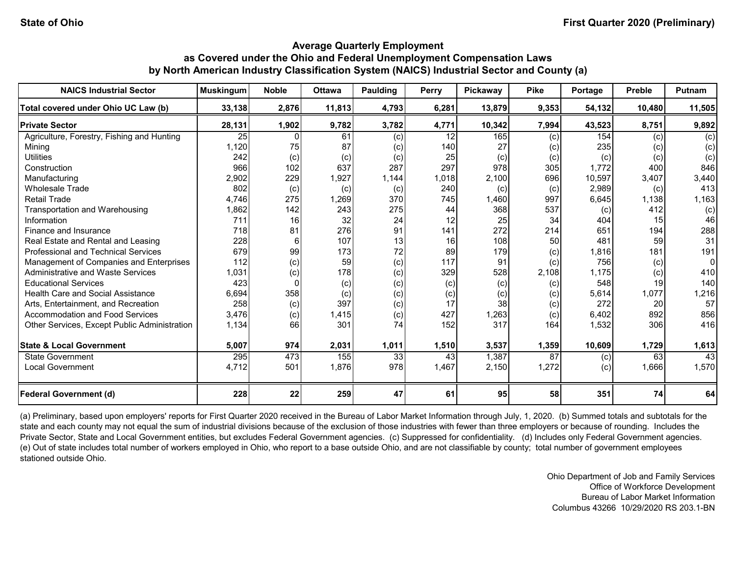**State of Ohio** | **First Quarter 2020 (Preliminary)**

## Average Quarterly Employment as Covered under the Ohio and Federal Unemployment Compensation Laws by North American Industry Classification System (NAICS) Industrial Sector and County (a)

| NAICS Industrial Sector | Muskingum | Noble | Ottawa | Paulding | Perry | Pickaway | Pike | Portage | Preble | Putnam |
|---|---|---|---|---|---|---|---|---|---|---|
| **Total covered under Ohio UC Law (b)** | **33,138** | **2,876** | **11,813** | **4,793** | **6,281** | **13,879** | **9,353** | **54,132** | **10,480** | **11,505** |
| **Private Sector** | **28,131** | **1,902** | **9,782** | **3,782** | **4,771** | **10,342** | **7,994** | **43,523** | **8,751** | **9,892** |
| Agriculture, Forestry, Fishing and Hunting | 25 | 0 | 61 | (c) | 12 | 165 | (c) | 154 | (c) | (c) |
| Mining | 1,120 | 75 | 87 | (c) | 140 | 27 | (c) | 235 | (c) | (c) |
| Utilities | 242 | (c) | (c) | (c) | 25 | (c) | (c) | (c) | (c) | (c) |
| Construction | 966 | 102 | 637 | 287 | 297 | 978 | 305 | 1,772 | 400 | 846 |
| Manufacturing | 2,902 | 229 | 1,927 | 1,144 | 1,018 | 2,100 | 696 | 10,597 | 3,407 | 3,440 |
| Wholesale Trade | 802 | (c) | (c) | (c) | 240 | (c) | (c) | 2,989 | (c) | 413 |
| Retail Trade | 4,746 | 275 | 1,269 | 370 | 745 | 1,460 | 997 | 6,645 | 1,138 | 1,163 |
| Transportation and Warehousing | 1,862 | 142 | 243 | 275 | 44 | 368 | 537 | (c) | 412 | (c) |
| Information | 711 | 16 | 32 | 24 | 12 | 25 | 34 | 404 | 15 | 46 |
| Finance and Insurance | 718 | 81 | 276 | 91 | 141 | 272 | 214 | 651 | 194 | 288 |
| Real Estate and Rental and Leasing | 228 | 6 | 107 | 13 | 16 | 108 | 50 | 481 | 59 | 31 |
| Professional and Technical Services | 679 | 99 | 173 | 72 | 89 | 179 | (c) | 1,816 | 181 | 191 |
| Management of Companies and Enterprises | 112 | (c) | 59 | (c) | 117 | 91 | (c) | 756 | (c) | 0 |
| Administrative and Waste Services | 1,031 | (c) | 178 | (c) | 329 | 528 | 2,108 | 1,175 | (c) | 410 |
| Educational Services | 423 | 0 | (c) | (c) | (c) | (c) | (c) | 548 | 19 | 140 |
| Health Care and Social Assistance | 6,694 | 358 | (c) | (c) | (c) | (c) | (c) | 5,614 | 1,077 | 1,216 |
| Arts, Entertainment, and Recreation | 258 | (c) | 397 | (c) | 17 | 38 | (c) | 272 | 20 | 57 |
| Accommodation and Food Services | 3,476 | (c) | 1,415 | (c) | 427 | 1,263 | (c) | 6,402 | 892 | 856 |
| Other Services, Except Public Administration | 1,134 | 66 | 301 | 74 | 152 | 317 | 164 | 1,532 | 306 | 416 |
| **State & Local Government** | **5,007** | **974** | **2,031** | **1,011** | **1,510** | **3,537** | **1,359** | **10,609** | **1,729** | **1,613** |
| State Government | 295 | 473 | 155 | 33 | 43 | 1,387 | 87 | (c) | 63 | 43 |
| Local Government | 4,712 | 501 | 1,876 | 978 | 1,467 | 2,150 | 1,272 | (c) | 1,666 | 1,570 |
| **Federal Government (d)** | **228** | **22** | **259** | **47** | **61** | **95** | **58** | **351** | **74** | **64** |

(a) Preliminary, based upon employers' reports for First Quarter 2020 received in the Bureau of Labor Market Information through July, 1, 2020. (b) Summed totals and subtotals for the state and each county may not equal the sum of industrial divisions because of the exclusion of those industries with fewer than three employers or because of rounding. Includes the Private Sector, State and Local Government entities, but excludes Federal Government agencies. (c) Suppressed for confidentiality. (d) Includes only Federal Government agencies. (e) Out of state includes total number of workers employed in Ohio, who report to a base outside Ohio, and are not classifiable by county; total number of government employees stationed outside Ohio.

Ohio Department of Job and Family Services
Office of Workforce Development
Bureau of Labor Market Information
Columbus 43266 10/29/2020 RS 203.1-BN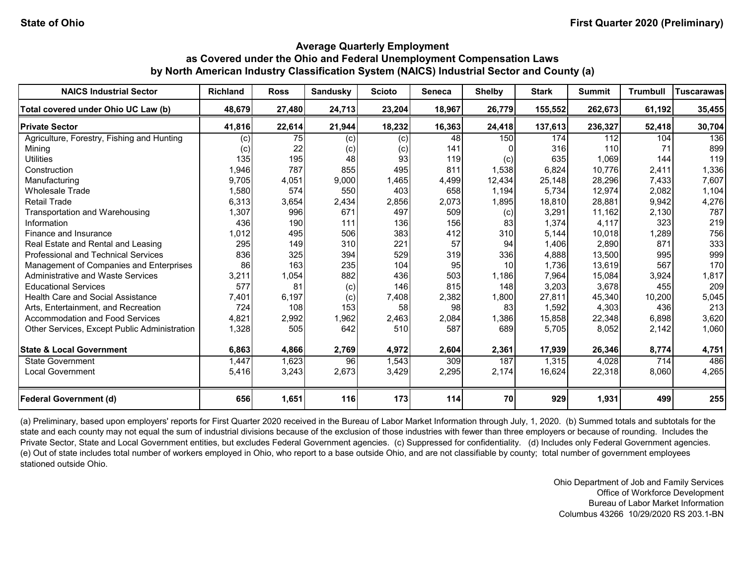State of Ohio

First Quarter 2020 (Preliminary)

## Average Quarterly Employment as Covered under the Ohio and Federal Unemployment Compensation Laws by North American Industry Classification System (NAICS) Industrial Sector and County (a)

| NAICS Industrial Sector | Richland | Ross | Sandusky | Scioto | Seneca | Shelby | Stark | Summit | Trumbull | Tuscarawas |
|---|---|---|---|---|---|---|---|---|---|---|
| **Total covered under Ohio UC Law (b)** | **48,679** | **27,480** | **24,713** | **23,204** | **18,967** | **26,779** | **155,552** | **262,673** | **61,192** | **35,455** |
| **Private Sector** | **41,816** | **22,614** | **21,944** | **18,232** | **16,363** | **24,418** | **137,613** | **236,327** | **52,418** | **30,704** |
| Agriculture, Forestry, Fishing and Hunting | (c) | 75 | (c) | (c) | 48 | 150 | 174 | 112 | 104 | 136 |
| Mining | (c) | 22 | (c) | (c) | 141 | 0 | 316 | 110 | 71 | 899 |
| Utilities | 135 | 195 | 48 | 93 | 119 | (c) | 635 | 1,069 | 144 | 119 |
| Construction | 1,946 | 787 | 855 | 495 | 811 | 1,538 | 6,824 | 10,776 | 2,411 | 1,336 |
| Manufacturing | 9,705 | 4,051 | 9,000 | 1,465 | 4,499 | 12,434 | 25,148 | 28,296 | 7,433 | 7,607 |
| Wholesale Trade | 1,580 | 574 | 550 | 403 | 658 | 1,194 | 5,734 | 12,974 | 2,082 | 1,104 |
| Retail Trade | 6,313 | 3,654 | 2,434 | 2,856 | 2,073 | 1,895 | 18,810 | 28,881 | 9,942 | 4,276 |
| Transportation and Warehousing | 1,307 | 996 | 671 | 497 | 509 | (c) | 3,291 | 11,162 | 2,130 | 787 |
| Information | 436 | 190 | 111 | 136 | 156 | 83 | 1,374 | 4,117 | 323 | 219 |
| Finance and Insurance | 1,012 | 495 | 506 | 383 | 412 | 310 | 5,144 | 10,018 | 1,289 | 756 |
| Real Estate and Rental and Leasing | 295 | 149 | 310 | 221 | 57 | 94 | 1,406 | 2,890 | 871 | 333 |
| Professional and Technical Services | 836 | 325 | 394 | 529 | 319 | 336 | 4,888 | 13,500 | 995 | 999 |
| Management of Companies and Enterprises | 86 | 163 | 235 | 104 | 95 | 10 | 1,736 | 13,619 | 567 | 170 |
| Administrative and Waste Services | 3,211 | 1,054 | 882 | 436 | 503 | 1,186 | 7,964 | 15,084 | 3,924 | 1,817 |
| Educational Services | 577 | 81 | (c) | 146 | 815 | 148 | 3,203 | 3,678 | 455 | 209 |
| Health Care and Social Assistance | 7,401 | 6,197 | (c) | 7,408 | 2,382 | 1,800 | 27,811 | 45,340 | 10,200 | 5,045 |
| Arts, Entertainment, and Recreation | 724 | 108 | 153 | 58 | 98 | 83 | 1,592 | 4,303 | 436 | 213 |
| Accommodation and Food Services | 4,821 | 2,992 | 1,962 | 2,463 | 2,084 | 1,386 | 15,858 | 22,348 | 6,898 | 3,620 |
| Other Services, Except Public Administration | 1,328 | 505 | 642 | 510 | 587 | 689 | 5,705 | 8,052 | 2,142 | 1,060 |
| **State & Local Government** | **6,863** | **4,866** | **2,769** | **4,972** | **2,604** | **2,361** | **17,939** | **26,346** | **8,774** | **4,751** |
| State Government | 1,447 | 1,623 | 96 | 1,543 | 309 | 187 | 1,315 | 4,028 | 714 | 486 |
| Local Government | 5,416 | 3,243 | 2,673 | 3,429 | 2,295 | 2,174 | 16,624 | 22,318 | 8,060 | 4,265 |
| **Federal Government (d)** | **656** | **1,651** | **116** | **173** | **114** | **70** | **929** | **1,931** | **499** | **255** |

(a) Preliminary, based upon employers' reports for First Quarter 2020 received in the Bureau of Labor Market Information through July, 1, 2020. (b) Summed totals and subtotals for the state and each county may not equal the sum of industrial divisions because of the exclusion of those industries with fewer than three employers or because of rounding. Includes the Private Sector, State and Local Government entities, but excludes Federal Government agencies. (c) Suppressed for confidentiality. (d) Includes only Federal Government agencies. (e) Out of state includes total number of workers employed in Ohio, who report to a base outside Ohio, and are not classifiable by county; total number of government employees stationed outside Ohio.

Ohio Department of Job and Family Services
Office of Workforce Development
Bureau of Labor Market Information
Columbus 43266 10/29/2020 RS 203.1-BN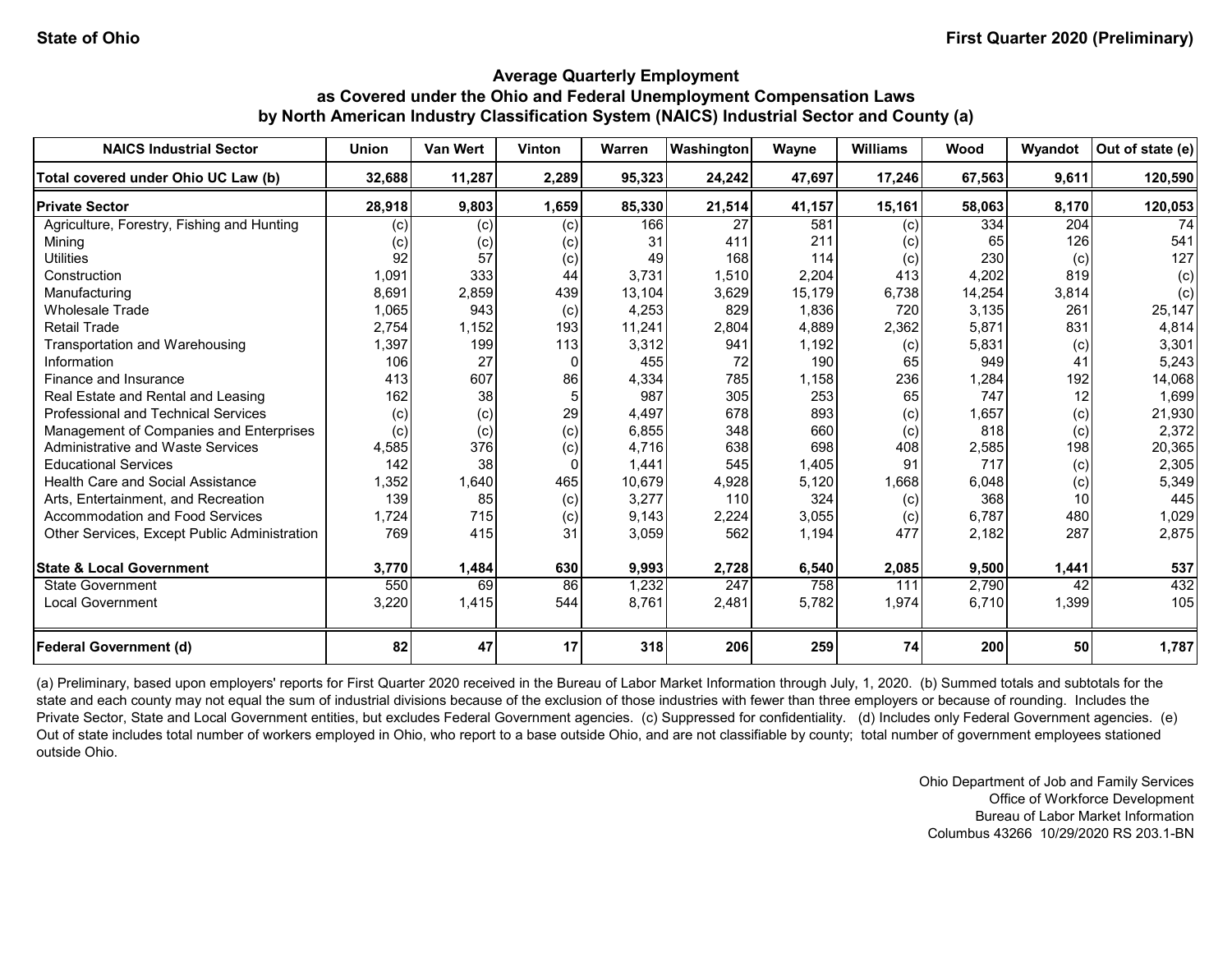State of Ohio

First Quarter 2020 (Preliminary)

## Average Quarterly Employment as Covered under the Ohio and Federal Unemployment Compensation Laws by North American Industry Classification System (NAICS) Industrial Sector and County (a)

| NAICS Industrial Sector | Union | Van Wert | Vinton | Warren | Washington | Wayne | Williams | Wood | Wyandot | Out of state (e) |
|---|---|---|---|---|---|---|---|---|---|---|
| **Total covered under Ohio UC Law (b)** | **32,688** | **11,287** | **2,289** | **95,323** | **24,242** | **47,697** | **17,246** | **67,563** | **9,611** | **120,590** |
| **Private Sector** | **28,918** | **9,803** | **1,659** | **85,330** | **21,514** | **41,157** | **15,161** | **58,063** | **8,170** | **120,053** |
| Agriculture, Forestry, Fishing and Hunting | (c) | (c) | (c) | 166 | 27 | 581 | (c) | 334 | 204 | 74 |
| Mining | (c) | (c) | (c) | 31 | 411 | 211 | (c) | 65 | 126 | 541 |
| Utilities | 92 | 57 | (c) | 49 | 168 | 114 | (c) | 230 | (c) | 127 |
| Construction | 1,091 | 333 | 44 | 3,731 | 1,510 | 2,204 | 413 | 4,202 | 819 | (c) |
| Manufacturing | 8,691 | 2,859 | 439 | 13,104 | 3,629 | 15,179 | 6,738 | 14,254 | 3,814 | (c) |
| Wholesale Trade | 1,065 | 943 | (c) | 4,253 | 829 | 1,836 | 720 | 3,135 | 261 | 25,147 |
| Retail Trade | 2,754 | 1,152 | 193 | 11,241 | 2,804 | 4,889 | 2,362 | 5,871 | 831 | 4,814 |
| Transportation and Warehousing | 1,397 | 199 | 113 | 3,312 | 941 | 1,192 | (c) | 5,831 | (c) | 3,301 |
| Information | 106 | 27 | 0 | 455 | 72 | 190 | 65 | 949 | 41 | 5,243 |
| Finance and Insurance | 413 | 607 | 86 | 4,334 | 785 | 1,158 | 236 | 1,284 | 192 | 14,068 |
| Real Estate and Rental and Leasing | 162 | 38 | 5 | 987 | 305 | 253 | 65 | 747 | 12 | 1,699 |
| Professional and Technical Services | (c) | (c) | 29 | 4,497 | 678 | 893 | (c) | 1,657 | (c) | 21,930 |
| Management of Companies and Enterprises | (c) | (c) | (c) | 6,855 | 348 | 660 | (c) | 818 | (c) | 2,372 |
| Administrative and Waste Services | 4,585 | 376 | (c) | 4,716 | 638 | 698 | 408 | 2,585 | 198 | 20,365 |
| Educational Services | 142 | 38 | 0 | 1,441 | 545 | 1,405 | 91 | 717 | (c) | 2,305 |
| Health Care and Social Assistance | 1,352 | 1,640 | 465 | 10,679 | 4,928 | 5,120 | 1,668 | 6,048 | (c) | 5,349 |
| Arts, Entertainment, and Recreation | 139 | 85 | (c) | 3,277 | 110 | 324 | (c) | 368 | 10 | 445 |
| Accommodation and Food Services | 1,724 | 715 | (c) | 9,143 | 2,224 | 3,055 | (c) | 6,787 | 480 | 1,029 |
| Other Services, Except Public Administration | 769 | 415 | 31 | 3,059 | 562 | 1,194 | 477 | 2,182 | 287 | 2,875 |
| **State & Local Government** | **3,770** | **1,484** | **630** | **9,993** | **2,728** | **6,540** | **2,085** | **9,500** | **1,441** | **537** |
| State Government | 550 | 69 | 86 | 1,232 | 247 | 758 | 111 | 2,790 | 42 | 432 |
| Local Government | 3,220 | 1,415 | 544 | 8,761 | 2,481 | 5,782 | 1,974 | 6,710 | 1,399 | 105 |
| **Federal Government (d)** | **82** | **47** | **17** | **318** | **206** | **259** | **74** | **200** | **50** | **1,787** |

(a) Preliminary, based upon employers' reports for First Quarter 2020 received in the Bureau of Labor Market Information through July, 1, 2020. (b) Summed totals and subtotals for the state and each county may not equal the sum of industrial divisions because of the exclusion of those industries with fewer than three employers or because of rounding. Includes the Private Sector, State and Local Government entities, but excludes Federal Government agencies. (c) Suppressed for confidentiality. (d) Includes only Federal Government agencies. (e) Out of state includes total number of workers employed in Ohio, who report to a base outside Ohio, and are not classifiable by county; total number of government employees stationed outside Ohio.

Ohio Department of Job and Family Services
Office of Workforce Development
Bureau of Labor Market Information
Columbus 43266 10/29/2020 RS 203.1-BN